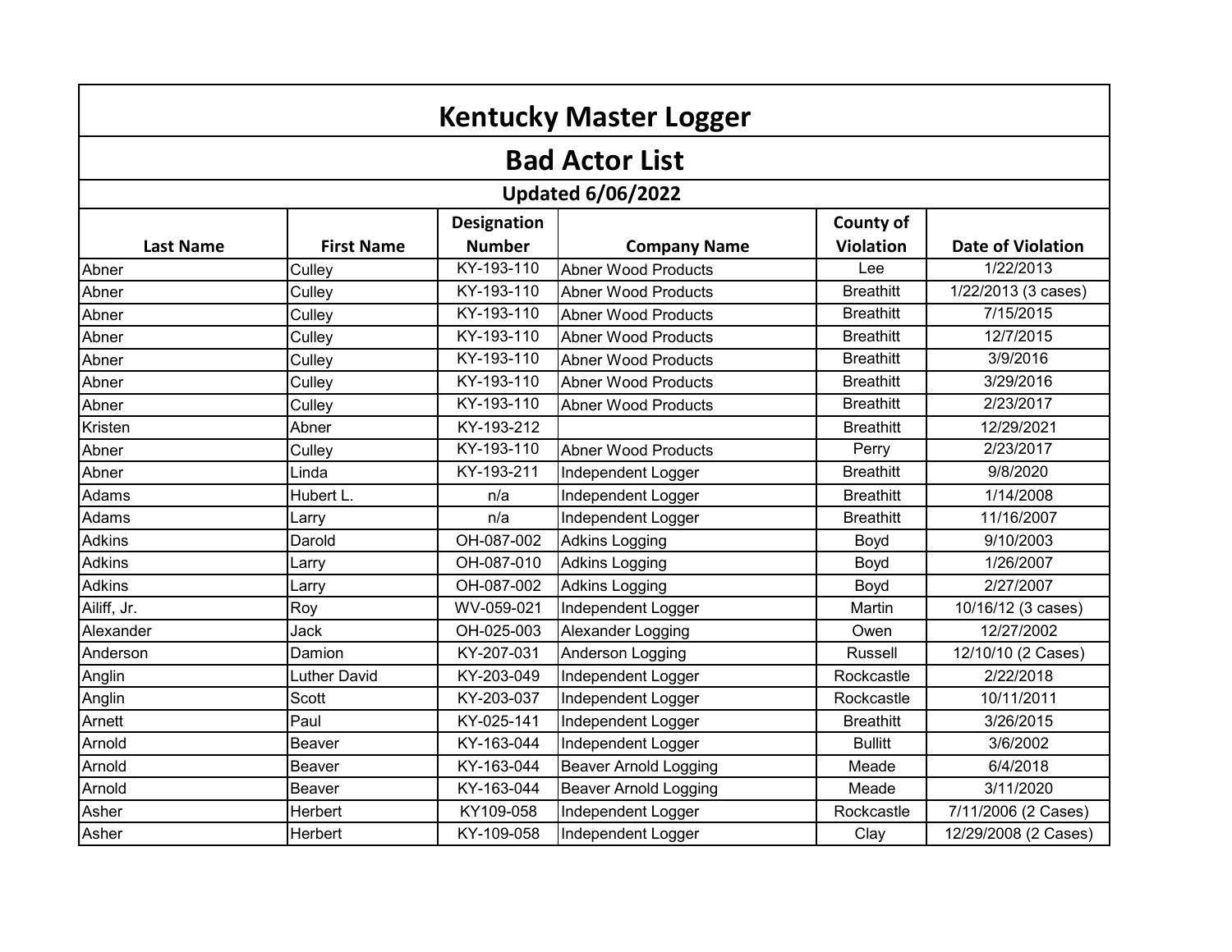# Kentucky Master Logger

## Bad Actor List

### Updated 6/06/2022

| Last Name | First Name | Designation Number | Company Name | County of Violation | Date of Violation |
|---|---|---|---|---|---|
| Abner | Culley | KY-193-110 | Abner Wood Products | Lee | 1/22/2013 |
| Abner | Culley | KY-193-110 | Abner Wood Products | Breathitt | 1/22/2013 (3 cases) |
| Abner | Culley | KY-193-110 | Abner Wood Products | Breathitt | 7/15/2015 |
| Abner | Culley | KY-193-110 | Abner Wood Products | Breathitt | 12/7/2015 |
| Abner | Culley | KY-193-110 | Abner Wood Products | Breathitt | 3/9/2016 |
| Abner | Culley | KY-193-110 | Abner Wood Products | Breathitt | 3/29/2016 |
| Abner | Culley | KY-193-110 | Abner Wood Products | Breathitt | 2/23/2017 |
| Kristen | Abner | KY-193-212 | | Breathitt | 12/29/2021 |
| Abner | Culley | KY-193-110 | Abner Wood Products | Perry | 2/23/2017 |
| Abner | Linda | KY-193-211 | Independent Logger | Breathitt | 9/8/2020 |
| Adams | Hubert L. | n/a | Independent Logger | Breathitt | 1/14/2008 |
| Adams | Larry | n/a | Independent Logger | Breathitt | 11/16/2007 |
| Adkins | Darold | OH-087-002 | Adkins Logging | Boyd | 9/10/2003 |
| Adkins | Larry | OH-087-010 | Adkins Logging | Boyd | 1/26/2007 |
| Adkins | Larry | OH-087-002 | Adkins Logging | Boyd | 2/27/2007 |
| Ailiff, Jr. | Roy | WV-059-021 | Independent Logger | Martin | 10/16/12 (3 cases) |
| Alexander | Jack | OH-025-003 | Alexander Logging | Owen | 12/27/2002 |
| Anderson | Damion | KY-207-031 | Anderson Logging | Russell | 12/10/10 (2 Cases) |
| Anglin | Luther David | KY-203-049 | Independent Logger | Rockcastle | 2/22/2018 |
| Anglin | Scott | KY-203-037 | Independent Logger | Rockcastle | 10/11/2011 |
| Arnett | Paul | KY-025-141 | Independent Logger | Breathitt | 3/26/2015 |
| Arnold | Beaver | KY-163-044 | Independent Logger | Bullitt | 3/6/2002 |
| Arnold | Beaver | KY-163-044 | Beaver Arnold Logging | Meade | 6/4/2018 |
| Arnold | Beaver | KY-163-044 | Beaver Arnold Logging | Meade | 3/11/2020 |
| Asher | Herbert | KY109-058 | Independent Logger | Rockcastle | 7/11/2006 (2 Cases) |
| Asher | Herbert | KY-109-058 | Independent Logger | Clay | 12/29/2008 (2 Cases) |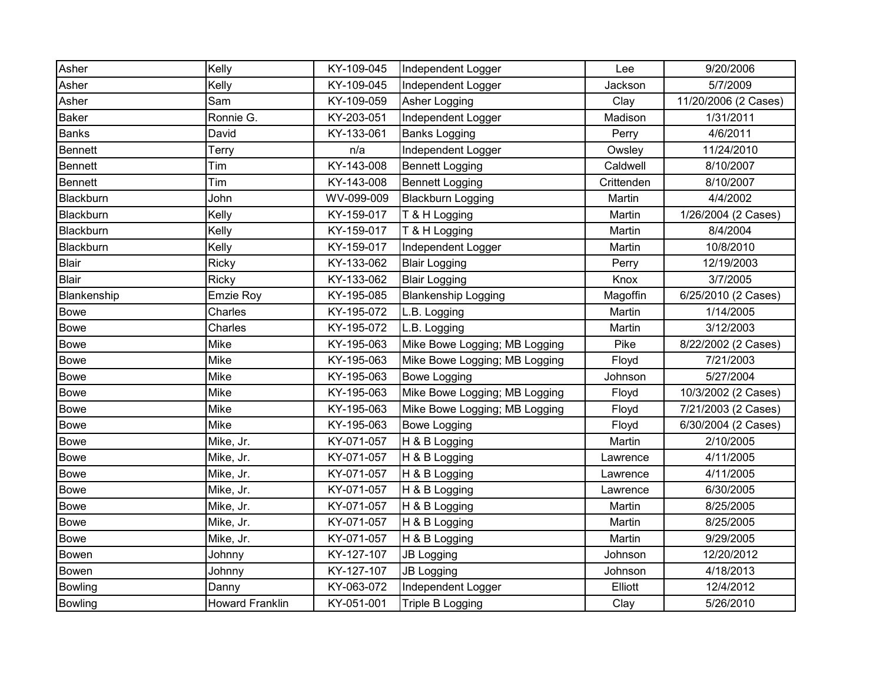| | | | | | |
|---|---|---|---|---|---|
| Asher | Kelly | KY-109-045 | Independent Logger | Lee | 9/20/2006 |
| Asher | Kelly | KY-109-045 | Independent Logger | Jackson | 5/7/2009 |
| Asher | Sam | KY-109-059 | Asher Logging | Clay | 11/20/2006 (2 Cases) |
| Baker | Ronnie G. | KY-203-051 | Independent Logger | Madison | 1/31/2011 |
| Banks | David | KY-133-061 | Banks Logging | Perry | 4/6/2011 |
| Bennett | Terry | n/a | Independent Logger | Owsley | 11/24/2010 |
| Bennett | Tim | KY-143-008 | Bennett Logging | Caldwell | 8/10/2007 |
| Bennett | Tim | KY-143-008 | Bennett Logging | Crittenden | 8/10/2007 |
| Blackburn | John | WV-099-009 | Blackburn Logging | Martin | 4/4/2002 |
| Blackburn | Kelly | KY-159-017 | T & H Logging | Martin | 1/26/2004 (2 Cases) |
| Blackburn | Kelly | KY-159-017 | T & H Logging | Martin | 8/4/2004 |
| Blackburn | Kelly | KY-159-017 | Independent Logger | Martin | 10/8/2010 |
| Blair | Ricky | KY-133-062 | Blair Logging | Perry | 12/19/2003 |
| Blair | Ricky | KY-133-062 | Blair Logging | Knox | 3/7/2005 |
| Blankenship | Emzie Roy | KY-195-085 | Blankenship Logging | Magoffin | 6/25/2010 (2 Cases) |
| Bowe | Charles | KY-195-072 | L.B. Logging | Martin | 1/14/2005 |
| Bowe | Charles | KY-195-072 | L.B. Logging | Martin | 3/12/2003 |
| Bowe | Mike | KY-195-063 | Mike Bowe Logging; MB Logging | Pike | 8/22/2002 (2 Cases) |
| Bowe | Mike | KY-195-063 | Mike Bowe Logging; MB Logging | Floyd | 7/21/2003 |
| Bowe | Mike | KY-195-063 | Bowe Logging | Johnson | 5/27/2004 |
| Bowe | Mike | KY-195-063 | Mike Bowe Logging; MB Logging | Floyd | 10/3/2002 (2 Cases) |
| Bowe | Mike | KY-195-063 | Mike Bowe Logging; MB Logging | Floyd | 7/21/2003 (2 Cases) |
| Bowe | Mike | KY-195-063 | Bowe Logging | Floyd | 6/30/2004 (2 Cases) |
| Bowe | Mike, Jr. | KY-071-057 | H & B Logging | Martin | 2/10/2005 |
| Bowe | Mike, Jr. | KY-071-057 | H & B Logging | Lawrence | 4/11/2005 |
| Bowe | Mike, Jr. | KY-071-057 | H & B Logging | Lawrence | 4/11/2005 |
| Bowe | Mike, Jr. | KY-071-057 | H & B Logging | Lawrence | 6/30/2005 |
| Bowe | Mike, Jr. | KY-071-057 | H & B Logging | Martin | 8/25/2005 |
| Bowe | Mike, Jr. | KY-071-057 | H & B Logging | Martin | 8/25/2005 |
| Bowe | Mike, Jr. | KY-071-057 | H & B Logging | Martin | 9/29/2005 |
| Bowen | Johnny | KY-127-107 | JB Logging | Johnson | 12/20/2012 |
| Bowen | Johnny | KY-127-107 | JB Logging | Johnson | 4/18/2013 |
| Bowling | Danny | KY-063-072 | Independent Logger | Elliott | 12/4/2012 |
| Bowling | Howard Franklin | KY-051-001 | Triple B Logging | Clay | 5/26/2010 |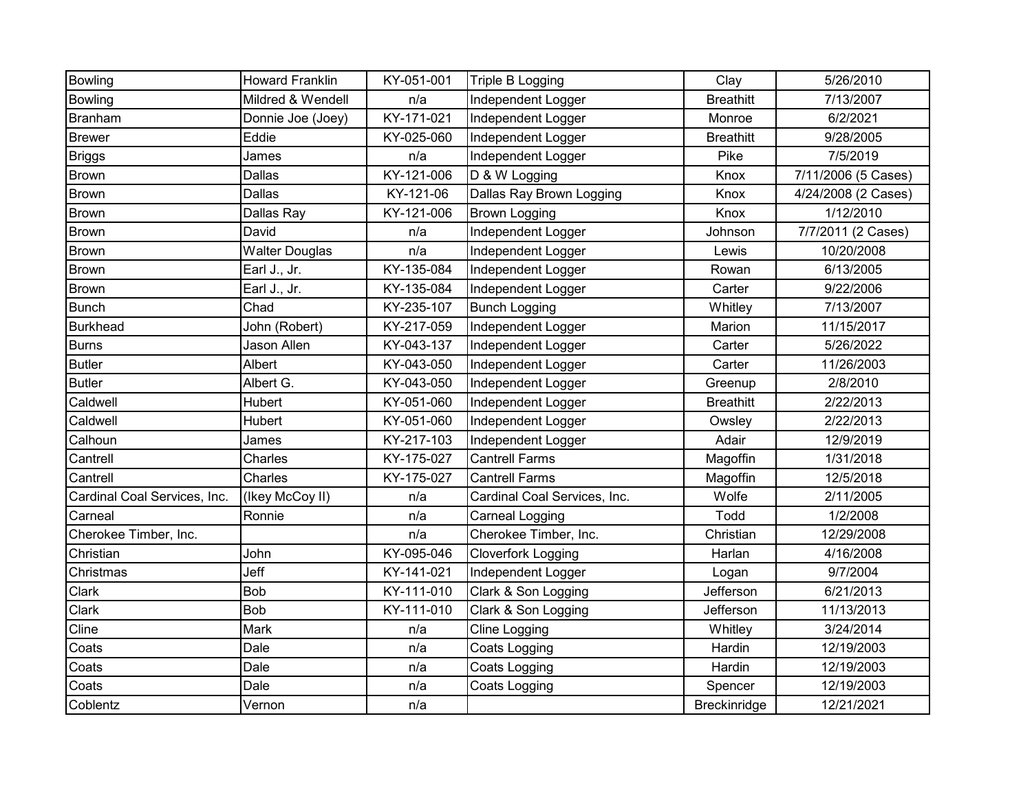| | | | | | |
|---|---|---|---|---|---|
| Bowling | Howard Franklin | KY-051-001 | Triple B Logging | Clay | 5/26/2010 |
| Bowling | Mildred & Wendell | n/a | Independent Logger | Breathitt | 7/13/2007 |
| Branham | Donnie Joe (Joey) | KY-171-021 | Independent Logger | Monroe | 6/2/2021 |
| Brewer | Eddie | KY-025-060 | Independent Logger | Breathitt | 9/28/2005 |
| Briggs | James | n/a | Independent Logger | Pike | 7/5/2019 |
| Brown | Dallas | KY-121-006 | D & W Logging | Knox | 7/11/2006 (5 Cases) |
| Brown | Dallas | KY-121-06 | Dallas Ray Brown Logging | Knox | 4/24/2008 (2 Cases) |
| Brown | Dallas Ray | KY-121-006 | Brown Logging | Knox | 1/12/2010 |
| Brown | David | n/a | Independent Logger | Johnson | 7/7/2011 (2 Cases) |
| Brown | Walter Douglas | n/a | Independent Logger | Lewis | 10/20/2008 |
| Brown | Earl J., Jr. | KY-135-084 | Independent Logger | Rowan | 6/13/2005 |
| Brown | Earl J., Jr. | KY-135-084 | Independent Logger | Carter | 9/22/2006 |
| Bunch | Chad | KY-235-107 | Bunch Logging | Whitley | 7/13/2007 |
| Burkhead | John (Robert) | KY-217-059 | Independent Logger | Marion | 11/15/2017 |
| Burns | Jason Allen | KY-043-137 | Independent Logger | Carter | 5/26/2022 |
| Butler | Albert | KY-043-050 | Independent Logger | Carter | 11/26/2003 |
| Butler | Albert G. | KY-043-050 | Independent Logger | Greenup | 2/8/2010 |
| Caldwell | Hubert | KY-051-060 | Independent Logger | Breathitt | 2/22/2013 |
| Caldwell | Hubert | KY-051-060 | Independent Logger | Owsley | 2/22/2013 |
| Calhoun | James | KY-217-103 | Independent Logger | Adair | 12/9/2019 |
| Cantrell | Charles | KY-175-027 | Cantrell Farms | Magoffin | 1/31/2018 |
| Cantrell | Charles | KY-175-027 | Cantrell Farms | Magoffin | 12/5/2018 |
| Cardinal Coal Services, Inc. | (Ikey McCoy II) | n/a | Cardinal Coal Services, Inc. | Wolfe | 2/11/2005 |
| Carneal | Ronnie | n/a | Carneal Logging | Todd | 1/2/2008 |
| Cherokee Timber, Inc. | | n/a | Cherokee Timber, Inc. | Christian | 12/29/2008 |
| Christian | John | KY-095-046 | Cloverfork Logging | Harlan | 4/16/2008 |
| Christmas | Jeff | KY-141-021 | Independent Logger | Logan | 9/7/2004 |
| Clark | Bob | KY-111-010 | Clark & Son Logging | Jefferson | 6/21/2013 |
| Clark | Bob | KY-111-010 | Clark & Son Logging | Jefferson | 11/13/2013 |
| Cline | Mark | n/a | Cline Logging | Whitley | 3/24/2014 |
| Coats | Dale | n/a | Coats Logging | Hardin | 12/19/2003 |
| Coats | Dale | n/a | Coats Logging | Hardin | 12/19/2003 |
| Coats | Dale | n/a | Coats Logging | Spencer | 12/19/2003 |
| Coblentz | Vernon | n/a | | Breckinridge | 12/21/2021 |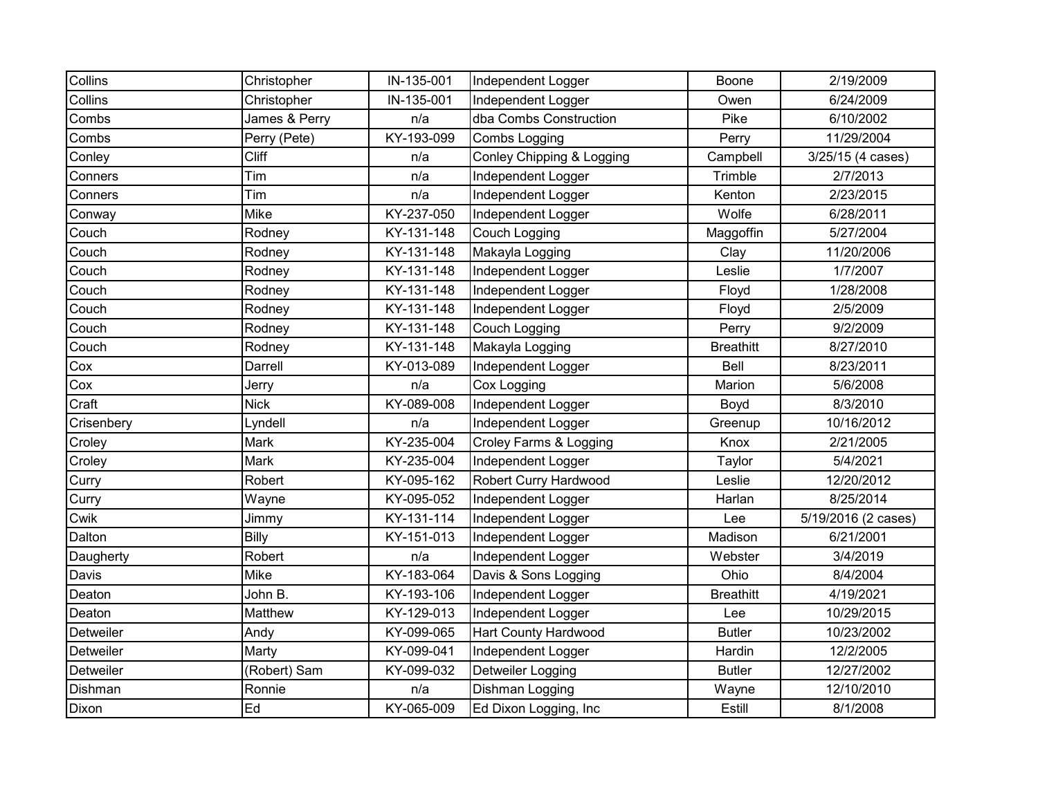| | | | | | |
|---|---|---|---|---|---|
| Collins | Christopher | IN-135-001 | Independent Logger | Boone | 2/19/2009 |
| Collins | Christopher | IN-135-001 | Independent Logger | Owen | 6/24/2009 |
| Combs | James & Perry | n/a | dba Combs Construction | Pike | 6/10/2002 |
| Combs | Perry (Pete) | KY-193-099 | Combs Logging | Perry | 11/29/2004 |
| Conley | Cliff | n/a | Conley Chipping & Logging | Campbell | 3/25/15 (4 cases) |
| Conners | Tim | n/a | Independent Logger | Trimble | 2/7/2013 |
| Conners | Tim | n/a | Independent Logger | Kenton | 2/23/2015 |
| Conway | Mike | KY-237-050 | Independent Logger | Wolfe | 6/28/2011 |
| Couch | Rodney | KY-131-148 | Couch Logging | Maggoffin | 5/27/2004 |
| Couch | Rodney | KY-131-148 | Makayla Logging | Clay | 11/20/2006 |
| Couch | Rodney | KY-131-148 | Independent Logger | Leslie | 1/7/2007 |
| Couch | Rodney | KY-131-148 | Independent Logger | Floyd | 1/28/2008 |
| Couch | Rodney | KY-131-148 | Independent Logger | Floyd | 2/5/2009 |
| Couch | Rodney | KY-131-148 | Couch Logging | Perry | 9/2/2009 |
| Couch | Rodney | KY-131-148 | Makayla Logging | Breathitt | 8/27/2010 |
| Cox | Darrell | KY-013-089 | Independent Logger | Bell | 8/23/2011 |
| Cox | Jerry | n/a | Cox Logging | Marion | 5/6/2008 |
| Craft | Nick | KY-089-008 | Independent Logger | Boyd | 8/3/2010 |
| Crisenbery | Lyndell | n/a | Independent Logger | Greenup | 10/16/2012 |
| Croley | Mark | KY-235-004 | Croley Farms & Logging | Knox | 2/21/2005 |
| Croley | Mark | KY-235-004 | Independent Logger | Taylor | 5/4/2021 |
| Curry | Robert | KY-095-162 | Robert Curry Hardwood | Leslie | 12/20/2012 |
| Curry | Wayne | KY-095-052 | Independent Logger | Harlan | 8/25/2014 |
| Cwik | Jimmy | KY-131-114 | Independent Logger | Lee | 5/19/2016 (2 cases) |
| Dalton | Billy | KY-151-013 | Independent Logger | Madison | 6/21/2001 |
| Daugherty | Robert | n/a | Independent Logger | Webster | 3/4/2019 |
| Davis | Mike | KY-183-064 | Davis & Sons Logging | Ohio | 8/4/2004 |
| Deaton | John B. | KY-193-106 | Independent Logger | Breathitt | 4/19/2021 |
| Deaton | Matthew | KY-129-013 | Independent Logger | Lee | 10/29/2015 |
| Detweiler | Andy | KY-099-065 | Hart County Hardwood | Butler | 10/23/2002 |
| Detweiler | Marty | KY-099-041 | Independent Logger | Hardin | 12/2/2005 |
| Detweiler | (Robert) Sam | KY-099-032 | Detweiler Logging | Butler | 12/27/2002 |
| Dishman | Ronnie | n/a | Dishman Logging | Wayne | 12/10/2010 |
| Dixon | Ed | KY-065-009 | Ed Dixon Logging, Inc | Estill | 8/1/2008 |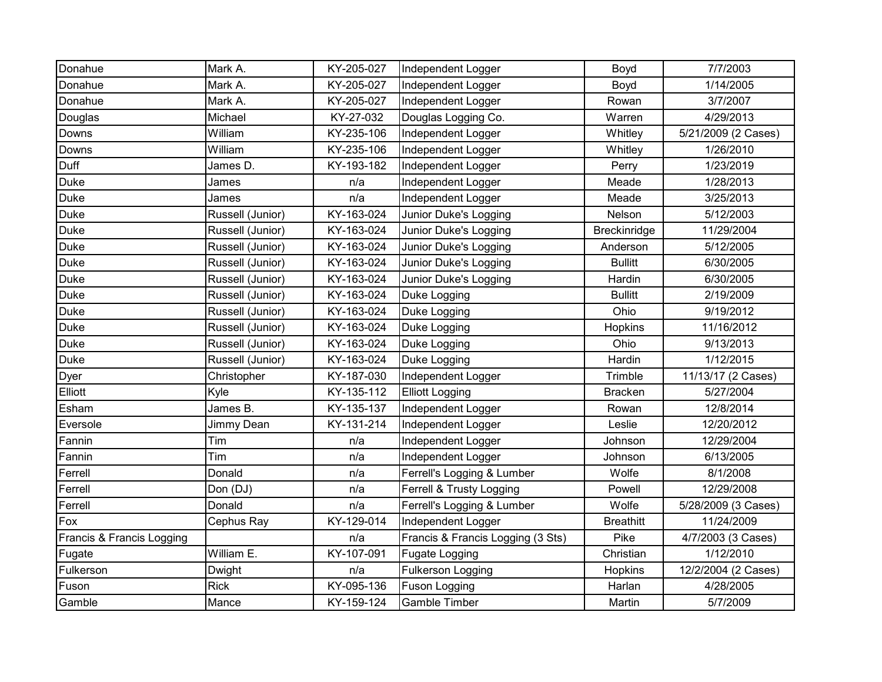| | | | | | |
|---|---|---|---|---|---|
| Donahue | Mark A. | KY-205-027 | Independent Logger | Boyd | 7/7/2003 |
| Donahue | Mark A. | KY-205-027 | Independent Logger | Boyd | 1/14/2005 |
| Donahue | Mark A. | KY-205-027 | Independent Logger | Rowan | 3/7/2007 |
| Douglas | Michael | KY-27-032 | Douglas Logging Co. | Warren | 4/29/2013 |
| Downs | William | KY-235-106 | Independent Logger | Whitley | 5/21/2009 (2 Cases) |
| Downs | William | KY-235-106 | Independent Logger | Whitley | 1/26/2010 |
| Duff | James D. | KY-193-182 | Independent Logger | Perry | 1/23/2019 |
| Duke | James | n/a | Independent Logger | Meade | 1/28/2013 |
| Duke | James | n/a | Independent Logger | Meade | 3/25/2013 |
| Duke | Russell (Junior) | KY-163-024 | Junior Duke's Logging | Nelson | 5/12/2003 |
| Duke | Russell (Junior) | KY-163-024 | Junior Duke's Logging | Breckinridge | 11/29/2004 |
| Duke | Russell (Junior) | KY-163-024 | Junior Duke's Logging | Anderson | 5/12/2005 |
| Duke | Russell (Junior) | KY-163-024 | Junior Duke's Logging | Bullitt | 6/30/2005 |
| Duke | Russell (Junior) | KY-163-024 | Junior Duke's Logging | Hardin | 6/30/2005 |
| Duke | Russell (Junior) | KY-163-024 | Duke Logging | Bullitt | 2/19/2009 |
| Duke | Russell (Junior) | KY-163-024 | Duke Logging | Ohio | 9/19/2012 |
| Duke | Russell (Junior) | KY-163-024 | Duke Logging | Hopkins | 11/16/2012 |
| Duke | Russell (Junior) | KY-163-024 | Duke Logging | Ohio | 9/13/2013 |
| Duke | Russell (Junior) | KY-163-024 | Duke Logging | Hardin | 1/12/2015 |
| Dyer | Christopher | KY-187-030 | Independent Logger | Trimble | 11/13/17 (2 Cases) |
| Elliott | Kyle | KY-135-112 | Elliott Logging | Bracken | 5/27/2004 |
| Esham | James B. | KY-135-137 | Independent Logger | Rowan | 12/8/2014 |
| Eversole | Jimmy Dean | KY-131-214 | Independent Logger | Leslie | 12/20/2012 |
| Fannin | Tim | n/a | Independent Logger | Johnson | 12/29/2004 |
| Fannin | Tim | n/a | Independent Logger | Johnson | 6/13/2005 |
| Ferrell | Donald | n/a | Ferrell's Logging & Lumber | Wolfe | 8/1/2008 |
| Ferrell | Don (DJ) | n/a | Ferrell & Trusty Logging | Powell | 12/29/2008 |
| Ferrell | Donald | n/a | Ferrell's Logging & Lumber | Wolfe | 5/28/2009 (3 Cases) |
| Fox | Cephus Ray | KY-129-014 | Independent Logger | Breathitt | 11/24/2009 |
| Francis & Francis Logging | | n/a | Francis & Francis Logging (3 Sts) | Pike | 4/7/2003 (3 Cases) |
| Fugate | William E. | KY-107-091 | Fugate Logging | Christian | 1/12/2010 |
| Fulkerson | Dwight | n/a | Fulkerson Logging | Hopkins | 12/2/2004 (2 Cases) |
| Fuson | Rick | KY-095-136 | Fuson Logging | Harlan | 4/28/2005 |
| Gamble | Mance | KY-159-124 | Gamble Timber | Martin | 5/7/2009 |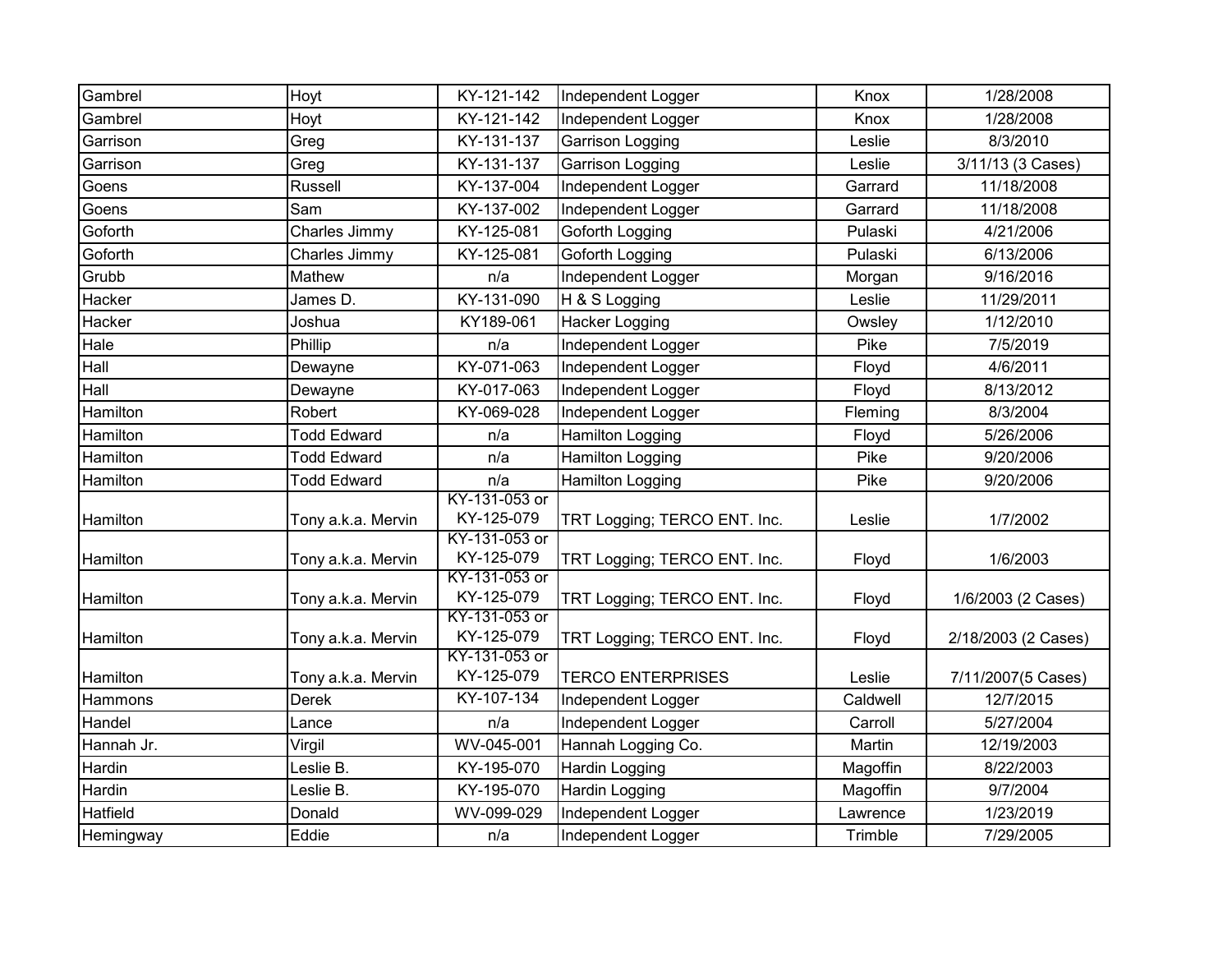| Gambrel | Hoyt | KY-121-142 | Independent Logger | Knox | 1/28/2008 |
|---|---|---|---|---|---|
| Gambrel | Hoyt | KY-121-142 | Independent Logger | Knox | 1/28/2008 |
| Garrison | Greg | KY-131-137 | Garrison Logging | Leslie | 8/3/2010 |
| Garrison | Greg | KY-131-137 | Garrison Logging | Leslie | 3/11/13 (3 Cases) |
| Goens | Russell | KY-137-004 | Independent Logger | Garrard | 11/18/2008 |
| Goens | Sam | KY-137-002 | Independent Logger | Garrard | 11/18/2008 |
| Goforth | Charles Jimmy | KY-125-081 | Goforth Logging | Pulaski | 4/21/2006 |
| Goforth | Charles Jimmy | KY-125-081 | Goforth Logging | Pulaski | 6/13/2006 |
| Grubb | Mathew | n/a | Independent Logger | Morgan | 9/16/2016 |
| Hacker | James D. | KY-131-090 | H & S Logging | Leslie | 11/29/2011 |
| Hacker | Joshua | KY189-061 | Hacker Logging | Owsley | 1/12/2010 |
| Hale | Phillip | n/a | Independent Logger | Pike | 7/5/2019 |
| Hall | Dewayne | KY-071-063 | Independent Logger | Floyd | 4/6/2011 |
| Hall | Dewayne | KY-017-063 | Independent Logger | Floyd | 8/13/2012 |
| Hamilton | Robert | KY-069-028 | Independent Logger | Fleming | 8/3/2004 |
| Hamilton | Todd Edward | n/a | Hamilton Logging | Floyd | 5/26/2006 |
| Hamilton | Todd Edward | n/a | Hamilton Logging | Pike | 9/20/2006 |
| Hamilton | Todd Edward | n/a | Hamilton Logging | Pike | 9/20/2006 |
| Hamilton | Tony a.k.a. Mervin | KY-131-053 or KY-125-079 | TRT Logging; TERCO ENT. Inc. | Leslie | 1/7/2002 |
| Hamilton | Tony a.k.a. Mervin | KY-131-053 or KY-125-079 | TRT Logging; TERCO ENT. Inc. | Floyd | 1/6/2003 |
| Hamilton | Tony a.k.a. Mervin | KY-131-053 or KY-125-079 | TRT Logging; TERCO ENT. Inc. | Floyd | 1/6/2003 (2 Cases) |
| Hamilton | Tony a.k.a. Mervin | KY-131-053 or KY-125-079 | TRT Logging; TERCO ENT. Inc. | Floyd | 2/18/2003 (2 Cases) |
| Hamilton | Tony a.k.a. Mervin | KY-131-053 or KY-125-079 | TERCO ENTERPRISES | Leslie | 7/11/2007(5 Cases) |
| Hammons | Derek | KY-107-134 | Independent Logger | Caldwell | 12/7/2015 |
| Handel | Lance | n/a | Independent Logger | Carroll | 5/27/2004 |
| Hannah Jr. | Virgil | WV-045-001 | Hannah Logging Co. | Martin | 12/19/2003 |
| Hardin | Leslie B. | KY-195-070 | Hardin Logging | Magoffin | 8/22/2003 |
| Hardin | Leslie B. | KY-195-070 | Hardin Logging | Magoffin | 9/7/2004 |
| Hatfield | Donald | WV-099-029 | Independent Logger | Lawrence | 1/23/2019 |
| Hemingway | Eddie | n/a | Independent Logger | Trimble | 7/29/2005 |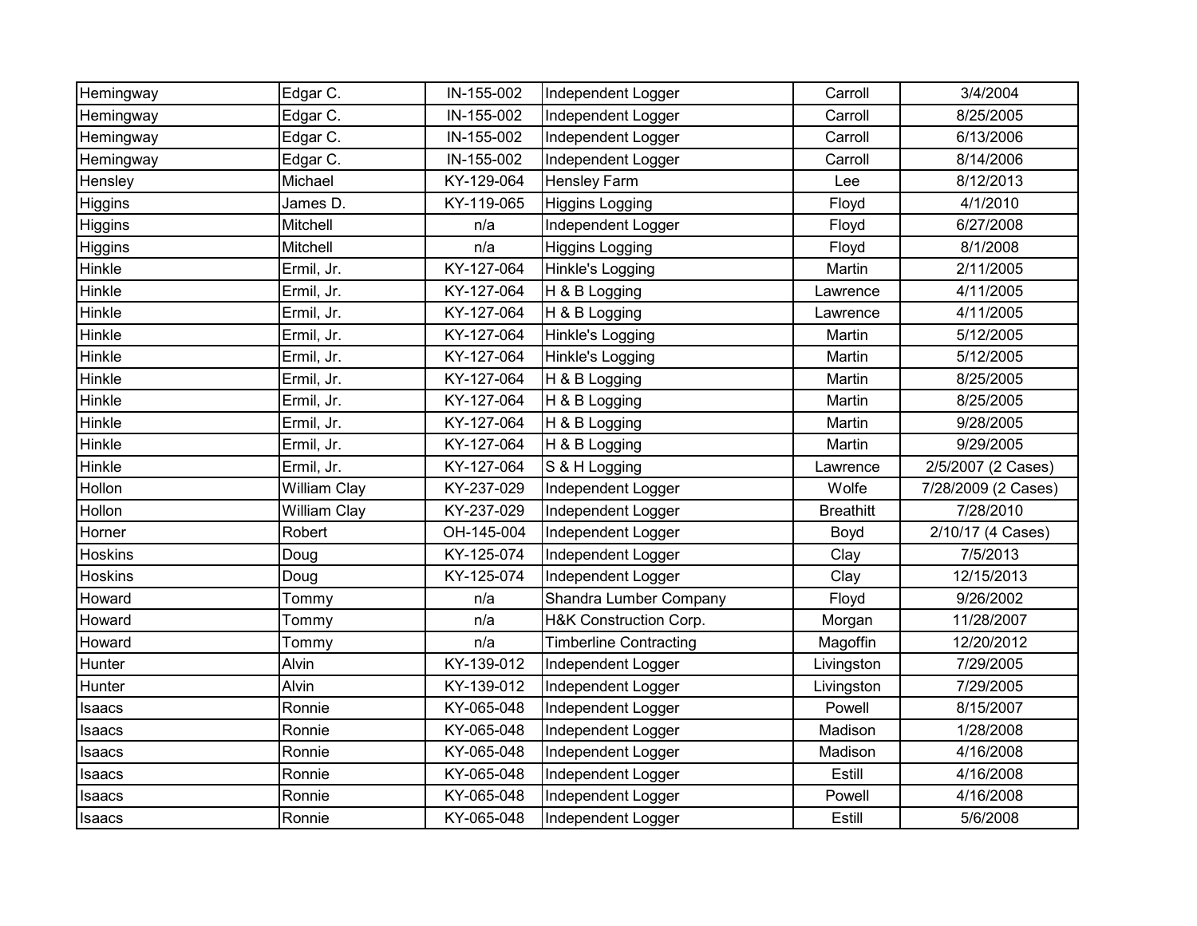| Hemingway | Edgar C. | IN-155-002 | Independent Logger | Carroll | 3/4/2004 |
|---|---|---|---|---|---|
| Hemingway | Edgar C. | IN-155-002 | Independent Logger | Carroll | 8/25/2005 |
| Hemingway | Edgar C. | IN-155-002 | Independent Logger | Carroll | 6/13/2006 |
| Hemingway | Edgar C. | IN-155-002 | Independent Logger | Carroll | 8/14/2006 |
| Hensley | Michael | KY-129-064 | Hensley Farm | Lee | 8/12/2013 |
| Higgins | James D. | KY-119-065 | Higgins Logging | Floyd | 4/1/2010 |
| Higgins | Mitchell | n/a | Independent Logger | Floyd | 6/27/2008 |
| Higgins | Mitchell | n/a | Higgins Logging | Floyd | 8/1/2008 |
| Hinkle | Ermil, Jr. | KY-127-064 | Hinkle's Logging | Martin | 2/11/2005 |
| Hinkle | Ermil, Jr. | KY-127-064 | H & B Logging | Lawrence | 4/11/2005 |
| Hinkle | Ermil, Jr. | KY-127-064 | H & B Logging | Lawrence | 4/11/2005 |
| Hinkle | Ermil, Jr. | KY-127-064 | Hinkle's Logging | Martin | 5/12/2005 |
| Hinkle | Ermil, Jr. | KY-127-064 | Hinkle's Logging | Martin | 5/12/2005 |
| Hinkle | Ermil, Jr. | KY-127-064 | H & B Logging | Martin | 8/25/2005 |
| Hinkle | Ermil, Jr. | KY-127-064 | H & B Logging | Martin | 8/25/2005 |
| Hinkle | Ermil, Jr. | KY-127-064 | H & B Logging | Martin | 9/28/2005 |
| Hinkle | Ermil, Jr. | KY-127-064 | H & B Logging | Martin | 9/29/2005 |
| Hinkle | Ermil, Jr. | KY-127-064 | S & H Logging | Lawrence | 2/5/2007 (2 Cases) |
| Hollon | William Clay | KY-237-029 | Independent Logger | Wolfe | 7/28/2009 (2 Cases) |
| Hollon | William Clay | KY-237-029 | Independent Logger | Breathitt | 7/28/2010 |
| Horner | Robert | OH-145-004 | Independent Logger | Boyd | 2/10/17 (4 Cases) |
| Hoskins | Doug | KY-125-074 | Independent Logger | Clay | 7/5/2013 |
| Hoskins | Doug | KY-125-074 | Independent Logger | Clay | 12/15/2013 |
| Howard | Tommy | n/a | Shandra Lumber Company | Floyd | 9/26/2002 |
| Howard | Tommy | n/a | H&K Construction Corp. | Morgan | 11/28/2007 |
| Howard | Tommy | n/a | Timberline Contracting | Magoffin | 12/20/2012 |
| Hunter | Alvin | KY-139-012 | Independent Logger | Livingston | 7/29/2005 |
| Hunter | Alvin | KY-139-012 | Independent Logger | Livingston | 7/29/2005 |
| Isaacs | Ronnie | KY-065-048 | Independent Logger | Powell | 8/15/2007 |
| Isaacs | Ronnie | KY-065-048 | Independent Logger | Madison | 1/28/2008 |
| Isaacs | Ronnie | KY-065-048 | Independent Logger | Madison | 4/16/2008 |
| Isaacs | Ronnie | KY-065-048 | Independent Logger | Estill | 4/16/2008 |
| Isaacs | Ronnie | KY-065-048 | Independent Logger | Powell | 4/16/2008 |
| Isaacs | Ronnie | KY-065-048 | Independent Logger | Estill | 5/6/2008 |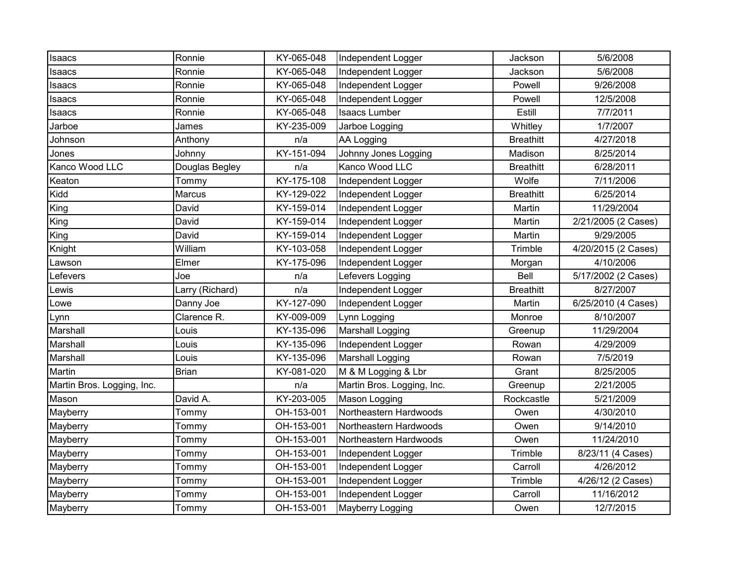| Isaacs | Ronnie | KY-065-048 | Independent Logger | Jackson | 5/6/2008 |
|---|---|---|---|---|---|
| Isaacs | Ronnie | KY-065-048 | Independent Logger | Jackson | 5/6/2008 |
| Isaacs | Ronnie | KY-065-048 | Independent Logger | Powell | 9/26/2008 |
| Isaacs | Ronnie | KY-065-048 | Independent Logger | Powell | 12/5/2008 |
| Isaacs | Ronnie | KY-065-048 | Isaacs Lumber | Estill | 7/7/2011 |
| Jarboe | James | KY-235-009 | Jarboe Logging | Whitley | 1/7/2007 |
| Johnson | Anthony | n/a | AA Logging | Breathitt | 4/27/2018 |
| Jones | Johnny | KY-151-094 | Johnny Jones Logging | Madison | 8/25/2014 |
| Kanco Wood LLC | Douglas Begley | n/a | Kanco Wood LLC | Breathitt | 6/28/2011 |
| Keaton | Tommy | KY-175-108 | Independent Logger | Wolfe | 7/11/2006 |
| Kidd | Marcus | KY-129-022 | Independent Logger | Breathitt | 6/25/2014 |
| King | David | KY-159-014 | Independent Logger | Martin | 11/29/2004 |
| King | David | KY-159-014 | Independent Logger | Martin | 2/21/2005 (2 Cases) |
| King | David | KY-159-014 | Independent Logger | Martin | 9/29/2005 |
| Knight | William | KY-103-058 | Independent Logger | Trimble | 4/20/2015 (2 Cases) |
| Lawson | Elmer | KY-175-096 | Independent Logger | Morgan | 4/10/2006 |
| Lefevers | Joe | n/a | Lefevers Logging | Bell | 5/17/2002 (2 Cases) |
| Lewis | Larry (Richard) | n/a | Independent Logger | Breathitt | 8/27/2007 |
| Lowe | Danny Joe | KY-127-090 | Independent Logger | Martin | 6/25/2010 (4 Cases) |
| Lynn | Clarence R. | KY-009-009 | Lynn Logging | Monroe | 8/10/2007 |
| Marshall | Louis | KY-135-096 | Marshall Logging | Greenup | 11/29/2004 |
| Marshall | Louis | KY-135-096 | Independent Logger | Rowan | 4/29/2009 |
| Marshall | Louis | KY-135-096 | Marshall Logging | Rowan | 7/5/2019 |
| Martin | Brian | KY-081-020 | M & M Logging & Lbr | Grant | 8/25/2005 |
| Martin Bros. Logging, Inc. | | n/a | Martin Bros. Logging, Inc. | Greenup | 2/21/2005 |
| Mason | David A. | KY-203-005 | Mason Logging | Rockcastle | 5/21/2009 |
| Mayberry | Tommy | OH-153-001 | Northeastern Hardwoods | Owen | 4/30/2010 |
| Mayberry | Tommy | OH-153-001 | Northeastern Hardwoods | Owen | 9/14/2010 |
| Mayberry | Tommy | OH-153-001 | Northeastern Hardwoods | Owen | 11/24/2010 |
| Mayberry | Tommy | OH-153-001 | Independent Logger | Trimble | 8/23/11 (4 Cases) |
| Mayberry | Tommy | OH-153-001 | Independent Logger | Carroll | 4/26/2012 |
| Mayberry | Tommy | OH-153-001 | Independent Logger | Trimble | 4/26/12 (2 Cases) |
| Mayberry | Tommy | OH-153-001 | Independent Logger | Carroll | 11/16/2012 |
| Mayberry | Tommy | OH-153-001 | Mayberry Logging | Owen | 12/7/2015 |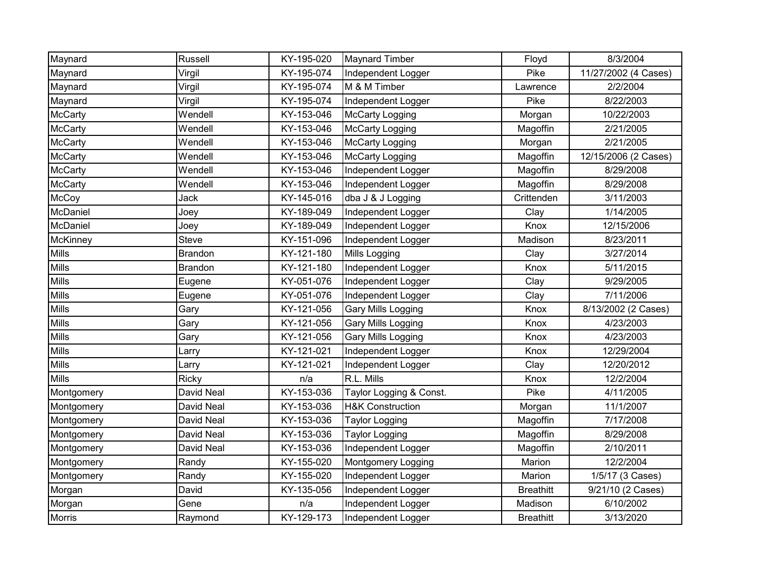| Maynard | Russell | KY-195-020 | Maynard Timber | Floyd | 8/3/2004 |
|---|---|---|---|---|---|
| Maynard | Virgil | KY-195-074 | Independent Logger | Pike | 11/27/2002 (4 Cases) |
| Maynard | Virgil | KY-195-074 | M & M Timber | Lawrence | 2/2/2004 |
| Maynard | Virgil | KY-195-074 | Independent Logger | Pike | 8/22/2003 |
| McCarty | Wendell | KY-153-046 | McCarty Logging | Morgan | 10/22/2003 |
| McCarty | Wendell | KY-153-046 | McCarty Logging | Magoffin | 2/21/2005 |
| McCarty | Wendell | KY-153-046 | McCarty Logging | Morgan | 2/21/2005 |
| McCarty | Wendell | KY-153-046 | McCarty Logging | Magoffin | 12/15/2006 (2 Cases) |
| McCarty | Wendell | KY-153-046 | Independent Logger | Magoffin | 8/29/2008 |
| McCarty | Wendell | KY-153-046 | Independent Logger | Magoffin | 8/29/2008 |
| McCoy | Jack | KY-145-016 | dba J & J Logging | Crittenden | 3/11/2003 |
| McDaniel | Joey | KY-189-049 | Independent Logger | Clay | 1/14/2005 |
| McDaniel | Joey | KY-189-049 | Independent Logger | Knox | 12/15/2006 |
| McKinney | Steve | KY-151-096 | Independent Logger | Madison | 8/23/2011 |
| Mills | Brandon | KY-121-180 | Mills Logging | Clay | 3/27/2014 |
| Mills | Brandon | KY-121-180 | Independent Logger | Knox | 5/11/2015 |
| Mills | Eugene | KY-051-076 | Independent Logger | Clay | 9/29/2005 |
| Mills | Eugene | KY-051-076 | Independent Logger | Clay | 7/11/2006 |
| Mills | Gary | KY-121-056 | Gary Mills Logging | Knox | 8/13/2002 (2 Cases) |
| Mills | Gary | KY-121-056 | Gary Mills Logging | Knox | 4/23/2003 |
| Mills | Gary | KY-121-056 | Gary Mills Logging | Knox | 4/23/2003 |
| Mills | Larry | KY-121-021 | Independent Logger | Knox | 12/29/2004 |
| Mills | Larry | KY-121-021 | Independent Logger | Clay | 12/20/2012 |
| Mills | Ricky | n/a | R.L. Mills | Knox | 12/2/2004 |
| Montgomery | David Neal | KY-153-036 | Taylor Logging & Const. | Pike | 4/11/2005 |
| Montgomery | David Neal | KY-153-036 | H&K Construction | Morgan | 11/1/2007 |
| Montgomery | David Neal | KY-153-036 | Taylor Logging | Magoffin | 7/17/2008 |
| Montgomery | David Neal | KY-153-036 | Taylor Logging | Magoffin | 8/29/2008 |
| Montgomery | David Neal | KY-153-036 | Independent Logger | Magoffin | 2/10/2011 |
| Montgomery | Randy | KY-155-020 | Montgomery Logging | Marion | 12/2/2004 |
| Montgomery | Randy | KY-155-020 | Independent Logger | Marion | 1/5/17 (3 Cases) |
| Morgan | David | KY-135-056 | Independent Logger | Breathitt | 9/21/10 (2 Cases) |
| Morgan | Gene | n/a | Independent Logger | Madison | 6/10/2002 |
| Morris | Raymond | KY-129-173 | Independent Logger | Breathitt | 3/13/2020 |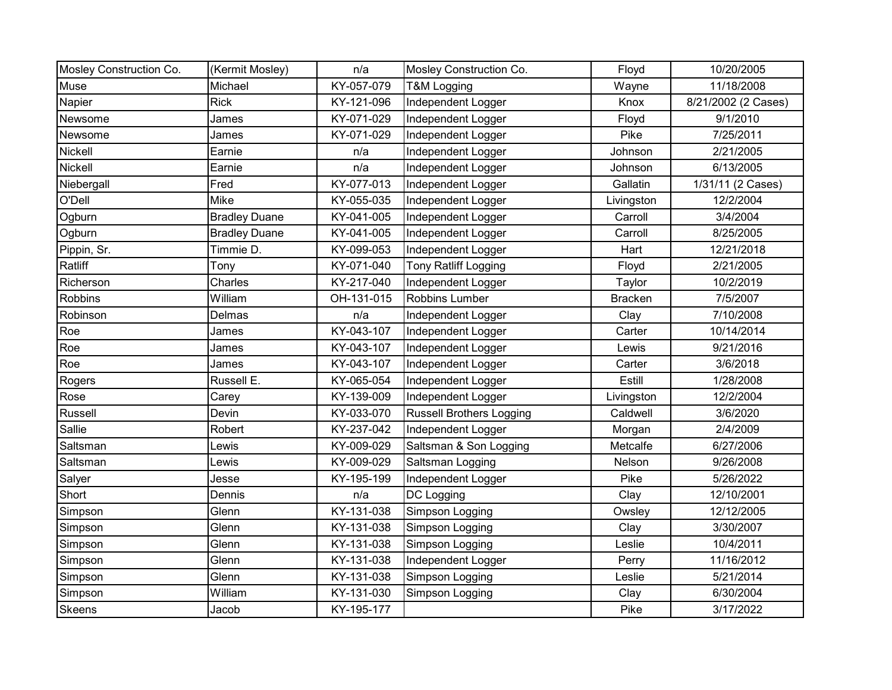| | | | | | |
|---|---|---|---|---|---|
| Mosley Construction Co. | (Kermit Mosley) | n/a | Mosley Construction Co. | Floyd | 10/20/2005 |
| Muse | Michael | KY-057-079 | T&M Logging | Wayne | 11/18/2008 |
| Napier | Rick | KY-121-096 | Independent Logger | Knox | 8/21/2002 (2 Cases) |
| Newsome | James | KY-071-029 | Independent Logger | Floyd | 9/1/2010 |
| Newsome | James | KY-071-029 | Independent Logger | Pike | 7/25/2011 |
| Nickell | Earnie | n/a | Independent Logger | Johnson | 2/21/2005 |
| Nickell | Earnie | n/a | Independent Logger | Johnson | 6/13/2005 |
| Niebergall | Fred | KY-077-013 | Independent Logger | Gallatin | 1/31/11 (2 Cases) |
| O'Dell | Mike | KY-055-035 | Independent Logger | Livingston | 12/2/2004 |
| Ogburn | Bradley Duane | KY-041-005 | Independent Logger | Carroll | 3/4/2004 |
| Ogburn | Bradley Duane | KY-041-005 | Independent Logger | Carroll | 8/25/2005 |
| Pippin, Sr. | Timmie D. | KY-099-053 | Independent Logger | Hart | 12/21/2018 |
| Ratliff | Tony | KY-071-040 | Tony Ratliff Logging | Floyd | 2/21/2005 |
| Richerson | Charles | KY-217-040 | Independent Logger | Taylor | 10/2/2019 |
| Robbins | William | OH-131-015 | Robbins Lumber | Bracken | 7/5/2007 |
| Robinson | Delmas | n/a | Independent Logger | Clay | 7/10/2008 |
| Roe | James | KY-043-107 | Independent Logger | Carter | 10/14/2014 |
| Roe | James | KY-043-107 | Independent Logger | Lewis | 9/21/2016 |
| Roe | James | KY-043-107 | Independent Logger | Carter | 3/6/2018 |
| Rogers | Russell E. | KY-065-054 | Independent Logger | Estill | 1/28/2008 |
| Rose | Carey | KY-139-009 | Independent Logger | Livingston | 12/2/2004 |
| Russell | Devin | KY-033-070 | Russell Brothers Logging | Caldwell | 3/6/2020 |
| Sallie | Robert | KY-237-042 | Independent Logger | Morgan | 2/4/2009 |
| Saltsman | Lewis | KY-009-029 | Saltsman & Son Logging | Metcalfe | 6/27/2006 |
| Saltsman | Lewis | KY-009-029 | Saltsman Logging | Nelson | 9/26/2008 |
| Salyer | Jesse | KY-195-199 | Independent Logger | Pike | 5/26/2022 |
| Short | Dennis | n/a | DC Logging | Clay | 12/10/2001 |
| Simpson | Glenn | KY-131-038 | Simpson Logging | Owsley | 12/12/2005 |
| Simpson | Glenn | KY-131-038 | Simpson Logging | Clay | 3/30/2007 |
| Simpson | Glenn | KY-131-038 | Simpson Logging | Leslie | 10/4/2011 |
| Simpson | Glenn | KY-131-038 | Independent Logger | Perry | 11/16/2012 |
| Simpson | Glenn | KY-131-038 | Simpson Logging | Leslie | 5/21/2014 |
| Simpson | William | KY-131-030 | Simpson Logging | Clay | 6/30/2004 |
| Skeens | Jacob | KY-195-177 | | Pike | 3/17/2022 |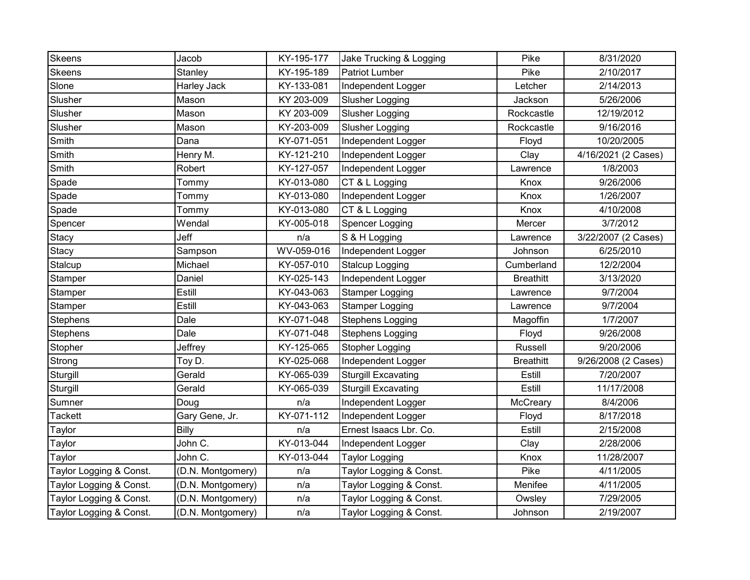| Skeens | Jacob | KY-195-177 | Jake Trucking & Logging | Pike | 8/31/2020 |
|---|---|---|---|---|---|
| Skeens | Stanley | KY-195-189 | Patriot Lumber | Pike | 2/10/2017 |
| Slone | Harley Jack | KY-133-081 | Independent Logger | Letcher | 2/14/2013 |
| Slusher | Mason | KY 203-009 | Slusher Logging | Jackson | 5/26/2006 |
| Slusher | Mason | KY 203-009 | Slusher Logging | Rockcastle | 12/19/2012 |
| Slusher | Mason | KY-203-009 | Slusher Logging | Rockcastle | 9/16/2016 |
| Smith | Dana | KY-071-051 | Independent Logger | Floyd | 10/20/2005 |
| Smith | Henry M. | KY-121-210 | Independent Logger | Clay | 4/16/2021 (2 Cases) |
| Smith | Robert | KY-127-057 | Independent Logger | Lawrence | 1/8/2003 |
| Spade | Tommy | KY-013-080 | CT & L Logging | Knox | 9/26/2006 |
| Spade | Tommy | KY-013-080 | Independent Logger | Knox | 1/26/2007 |
| Spade | Tommy | KY-013-080 | CT & L Logging | Knox | 4/10/2008 |
| Spencer | Wendal | KY-005-018 | Spencer Logging | Mercer | 3/7/2012 |
| Stacy | Jeff | n/a | S & H Logging | Lawrence | 3/22/2007 (2 Cases) |
| Stacy | Sampson | WV-059-016 | Independent Logger | Johnson | 6/25/2010 |
| Stalcup | Michael | KY-057-010 | Stalcup Logging | Cumberland | 12/2/2004 |
| Stamper | Daniel | KY-025-143 | Independent Logger | Breathitt | 3/13/2020 |
| Stamper | Estill | KY-043-063 | Stamper Logging | Lawrence | 9/7/2004 |
| Stamper | Estill | KY-043-063 | Stamper Logging | Lawrence | 9/7/2004 |
| Stephens | Dale | KY-071-048 | Stephens Logging | Magoffin | 1/7/2007 |
| Stephens | Dale | KY-071-048 | Stephens Logging | Floyd | 9/26/2008 |
| Stopher | Jeffrey | KY-125-065 | Stopher Logging | Russell | 9/20/2006 |
| Strong | Toy D. | KY-025-068 | Independent Logger | Breathitt | 9/26/2008 (2 Cases) |
| Sturgill | Gerald | KY-065-039 | Sturgill Excavating | Estill | 7/20/2007 |
| Sturgill | Gerald | KY-065-039 | Sturgill Excavating | Estill | 11/17/2008 |
| Sumner | Doug | n/a | Independent Logger | McCreary | 8/4/2006 |
| Tackett | Gary Gene, Jr. | KY-071-112 | Independent Logger | Floyd | 8/17/2018 |
| Taylor | Billy | n/a | Ernest Isaacs Lbr. Co. | Estill | 2/15/2008 |
| Taylor | John C. | KY-013-044 | Independent Logger | Clay | 2/28/2006 |
| Taylor | John C. | KY-013-044 | Taylor Logging | Knox | 11/28/2007 |
| Taylor Logging & Const. | (D.N. Montgomery) | n/a | Taylor Logging & Const. | Pike | 4/11/2005 |
| Taylor Logging & Const. | (D.N. Montgomery) | n/a | Taylor Logging & Const. | Menifee | 4/11/2005 |
| Taylor Logging & Const. | (D.N. Montgomery) | n/a | Taylor Logging & Const. | Owsley | 7/29/2005 |
| Taylor Logging & Const. | (D.N. Montgomery) | n/a | Taylor Logging & Const. | Johnson | 2/19/2007 |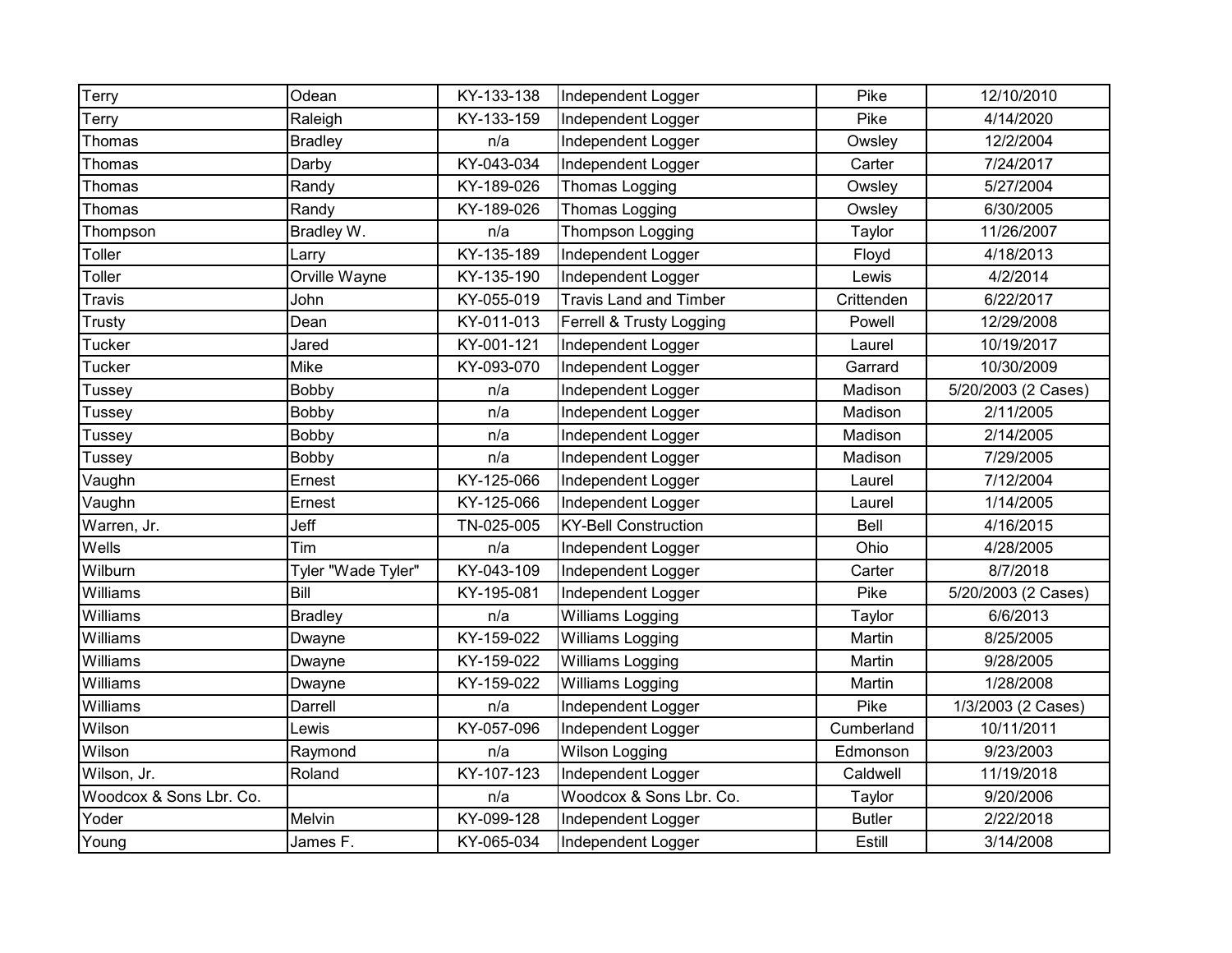| | | | | | |
|---|---|---|---|---|---|
| Terry | Odean | KY-133-138 | Independent Logger | Pike | 12/10/2010 |
| Terry | Raleigh | KY-133-159 | Independent Logger | Pike | 4/14/2020 |
| Thomas | Bradley | n/a | Independent Logger | Owsley | 12/2/2004 |
| Thomas | Darby | KY-043-034 | Independent Logger | Carter | 7/24/2017 |
| Thomas | Randy | KY-189-026 | Thomas Logging | Owsley | 5/27/2004 |
| Thomas | Randy | KY-189-026 | Thomas Logging | Owsley | 6/30/2005 |
| Thompson | Bradley W. | n/a | Thompson Logging | Taylor | 11/26/2007 |
| Toller | Larry | KY-135-189 | Independent Logger | Floyd | 4/18/2013 |
| Toller | Orville Wayne | KY-135-190 | Independent Logger | Lewis | 4/2/2014 |
| Travis | John | KY-055-019 | Travis Land and Timber | Crittenden | 6/22/2017 |
| Trusty | Dean | KY-011-013 | Ferrell & Trusty Logging | Powell | 12/29/2008 |
| Tucker | Jared | KY-001-121 | Independent Logger | Laurel | 10/19/2017 |
| Tucker | Mike | KY-093-070 | Independent Logger | Garrard | 10/30/2009 |
| Tussey | Bobby | n/a | Independent Logger | Madison | 5/20/2003 (2 Cases) |
| Tussey | Bobby | n/a | Independent Logger | Madison | 2/11/2005 |
| Tussey | Bobby | n/a | Independent Logger | Madison | 2/14/2005 |
| Tussey | Bobby | n/a | Independent Logger | Madison | 7/29/2005 |
| Vaughn | Ernest | KY-125-066 | Independent Logger | Laurel | 7/12/2004 |
| Vaughn | Ernest | KY-125-066 | Independent Logger | Laurel | 1/14/2005 |
| Warren, Jr. | Jeff | TN-025-005 | KY-Bell Construction | Bell | 4/16/2015 |
| Wells | Tim | n/a | Independent Logger | Ohio | 4/28/2005 |
| Wilburn | Tyler "Wade Tyler" | KY-043-109 | Independent Logger | Carter | 8/7/2018 |
| Williams | Bill | KY-195-081 | Independent Logger | Pike | 5/20/2003 (2 Cases) |
| Williams | Bradley | n/a | Williams Logging | Taylor | 6/6/2013 |
| Williams | Dwayne | KY-159-022 | Williams Logging | Martin | 8/25/2005 |
| Williams | Dwayne | KY-159-022 | Williams Logging | Martin | 9/28/2005 |
| Williams | Dwayne | KY-159-022 | Williams Logging | Martin | 1/28/2008 |
| Williams | Darrell | n/a | Independent Logger | Pike | 1/3/2003 (2 Cases) |
| Wilson | Lewis | KY-057-096 | Independent Logger | Cumberland | 10/11/2011 |
| Wilson | Raymond | n/a | Wilson Logging | Edmonson | 9/23/2003 |
| Wilson, Jr. | Roland | KY-107-123 | Independent Logger | Caldwell | 11/19/2018 |
| Woodcox & Sons Lbr. Co. | | n/a | Woodcox & Sons Lbr. Co. | Taylor | 9/20/2006 |
| Yoder | Melvin | KY-099-128 | Independent Logger | Butler | 2/22/2018 |
| Young | James F. | KY-065-034 | Independent Logger | Estill | 3/14/2008 |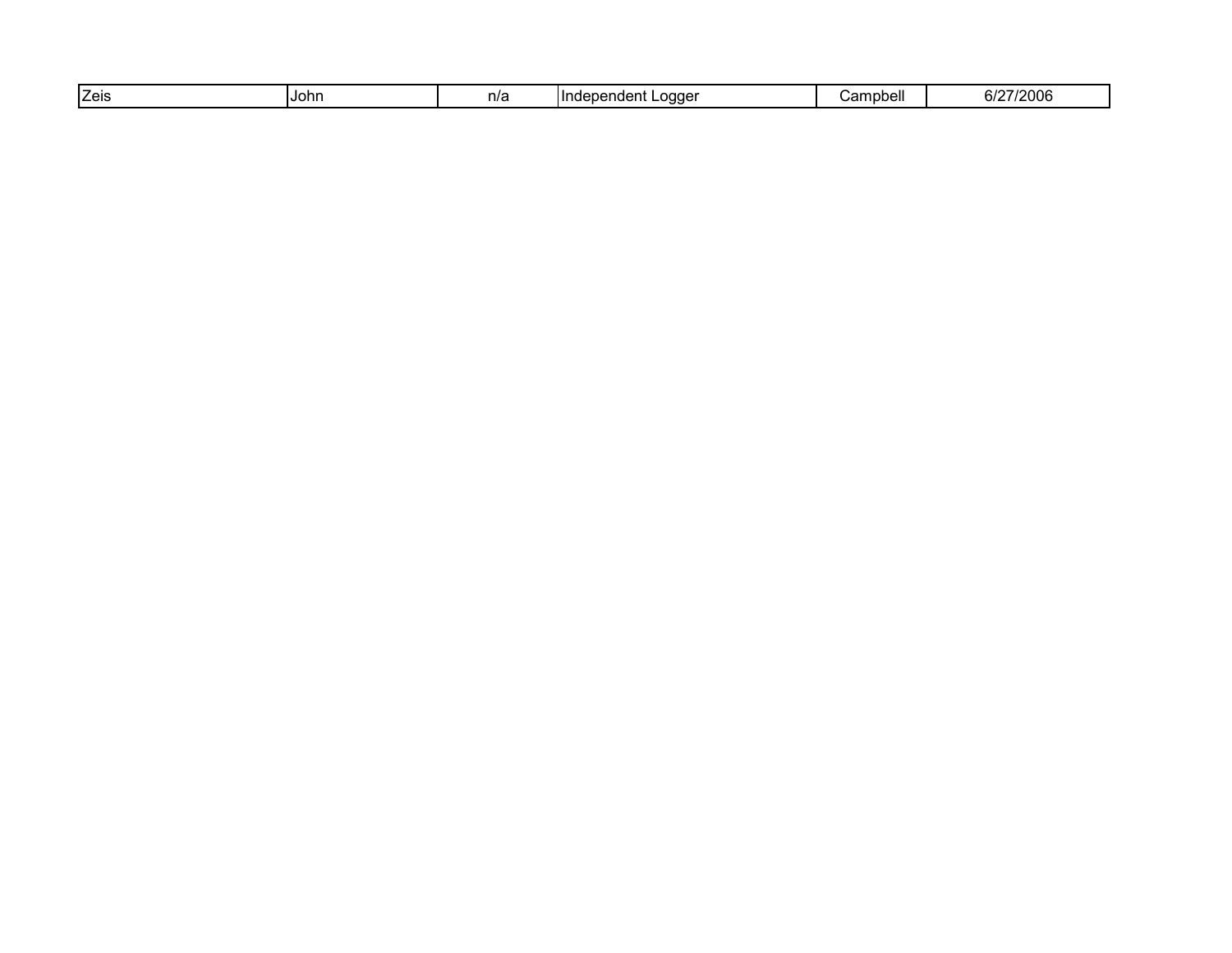| | | | | | |
|---|---|---|---|---|---|
| Zeis | John | n/a | Independent Logger | Campbell | 6/27/2006 |